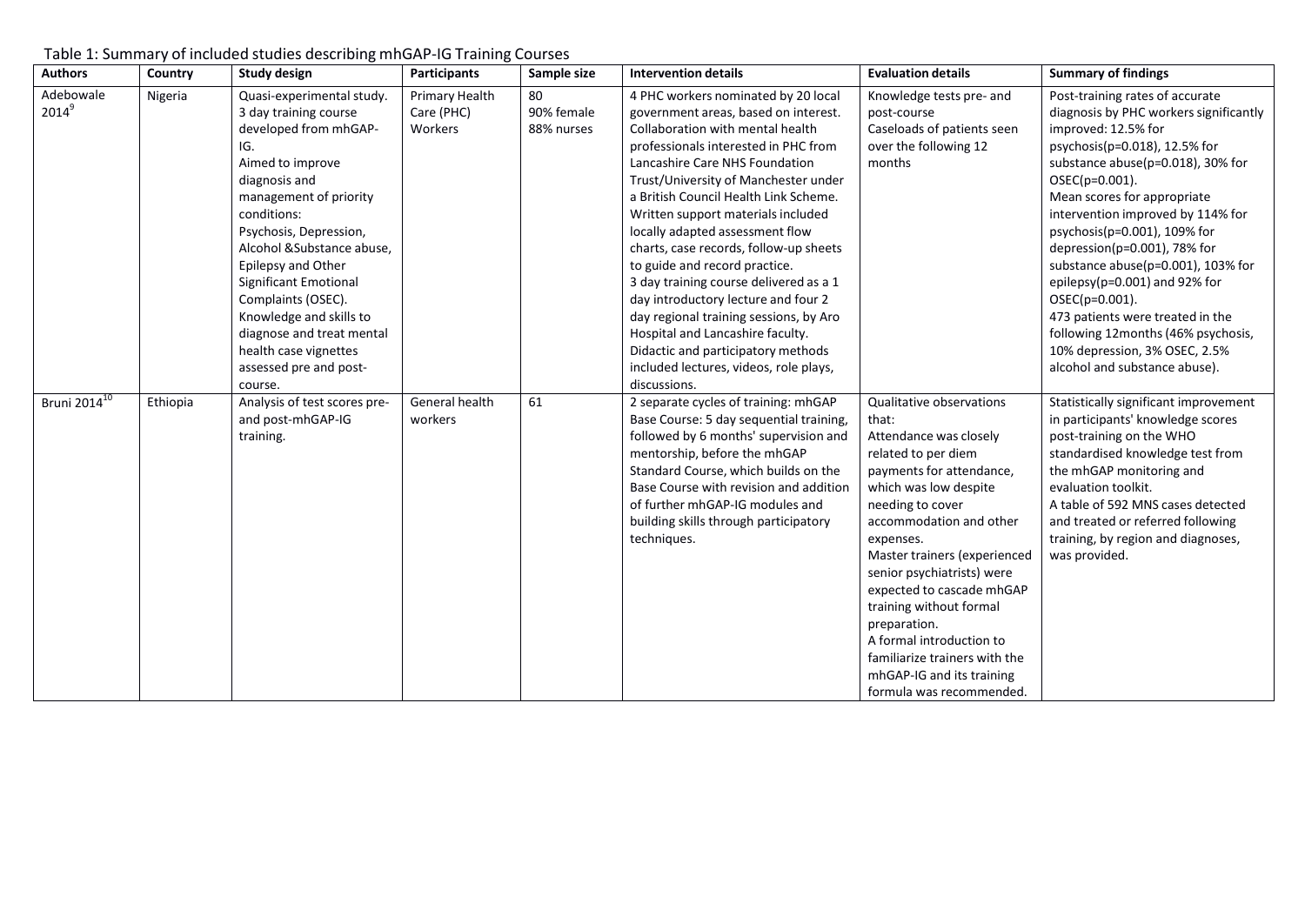Table 1: Summary of included studies describing mhGAP-IG Training Courses

| Authors | Country | Study design | Participants | Sample size | Intervention details | Evaluation details | Summary of findings |
|---|---|---|---|---|---|---|---|
| Adebowale 2014[9] | Nigeria | Quasi-experimental study. 3 day training course developed from mhGAP-IG. Aimed to improve diagnosis and management of priority conditions: Psychosis, Depression, Alcohol &Substance abuse, Epilepsy and Other Significant Emotional Complaints (OSEC). Knowledge and skills to diagnose and treat mental health case vignettes assessed pre and post-course. | Primary Health Care (PHC) Workers | 80 90% female 88% nurses | 4 PHC workers nominated by 20 local government areas, based on interest. Collaboration with mental health professionals interested in PHC from Lancashire Care NHS Foundation Trust/University of Manchester under a British Council Health Link Scheme. Written support materials included locally adapted assessment flow charts, case records, follow-up sheets to guide and record practice. 3 day training course delivered as a 1 day introductory lecture and four 2 day regional training sessions, by Aro Hospital and Lancashire faculty. Didactic and participatory methods included lectures, videos, role plays, discussions. | Knowledge tests pre- and post-course Caseloads of patients seen over the following 12 months | Post-training rates of accurate diagnosis by PHC workers significantly improved: 12.5% for psychosis($p$=0.018), 12.5% for substance abuse($p$=0.018), 30% for OSEC($p$=0.001). Mean scores for appropriate intervention improved by 114% for psychosis($p$=0.001), 109% for depression($p$=0.001), 78% for substance abuse($p$=0.001), 103% for epilepsy($p$=0.001) and 92% for OSEC($p$=0.001). 473 patients were treated in the following 12months (46% psychosis, 10% depression, 3% OSEC, 2.5% alcohol and substance abuse). |
| Bruni 2014[10] | Ethiopia | Analysis of test scores pre- and post-mhGAP-IG training. | General health workers | 61 | 2 separate cycles of training: mhGAP Base Course: 5 day sequential training, followed by 6 months' supervision and mentorship, before the mhGAP Standard Course, which builds on the Base Course with revision and addition of further mhGAP-IG modules and building skills through participatory techniques. | Qualitative observations that: Attendance was closely related to per diem payments for attendance, which was low despite needing to cover accommodation and other expenses. Master trainers (experienced senior psychiatrists) were expected to cascade mhGAP training without formal preparation. A formal introduction to familiarize trainers with the mhGAP-IG and its training formula was recommended. | Statistically significant improvement in participants' knowledge scores post-training on the WHO standardised knowledge test from the mhGAP monitoring and evaluation toolkit. A table of 592 MNS cases detected and treated or referred following training, by region and diagnoses, was provided. |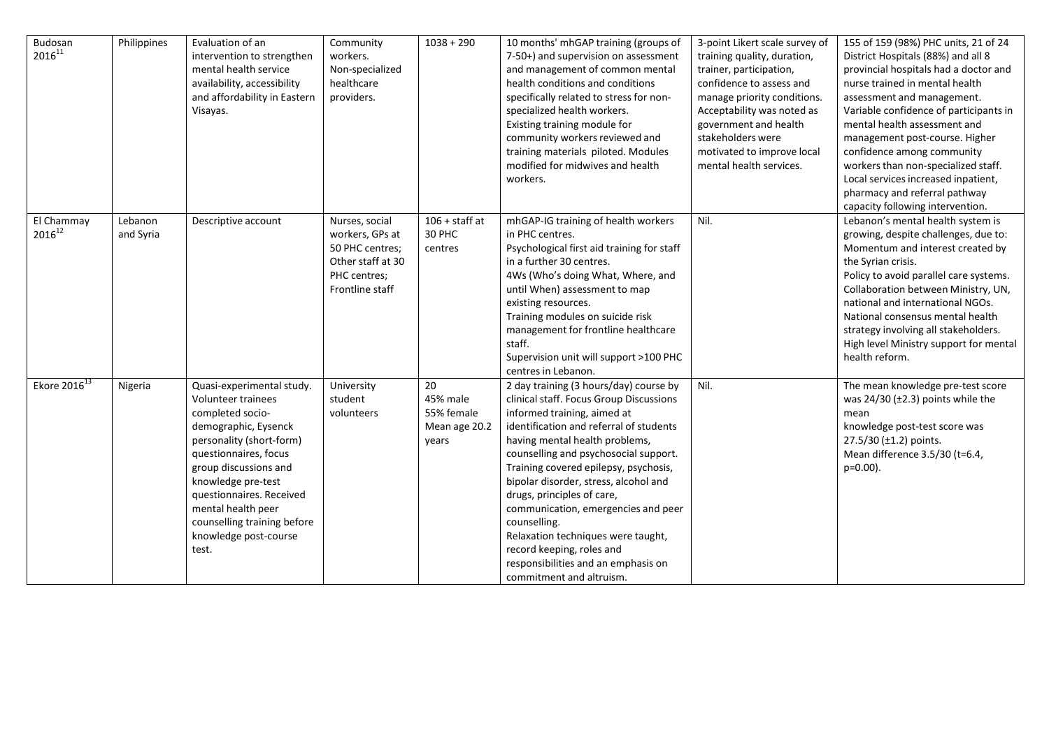| | | | | | | | |
|---|---|---|---|---|---|---|---|
| Budosan 2016[11] | Philippines | Evaluation of an intervention to strengthen mental health service availability, accessibility and affordability in Eastern Visayas. | Community workers. Non-specialized healthcare providers. | 1038 + 290 | 10 months' mhGAP training (groups of 7-50+) and supervision on assessment and management of common mental health conditions and conditions specifically related to stress for non-specialized health workers. Existing training module for community workers reviewed and training materials piloted. Modules modified for midwives and health workers. | 3-point Likert scale survey of training quality, duration, trainer, participation, confidence to assess and manage priority conditions. Acceptability was noted as government and health stakeholders were motivated to improve local mental health services. | 155 of 159 (98%) PHC units, 21 of 24 District Hospitals (88%) and all 8 provincial hospitals had a doctor and nurse trained in mental health assessment and management. Variable confidence of participants in mental health assessment and management post-course. Higher confidence among community workers than non-specialized staff. Local services increased inpatient, pharmacy and referral pathway capacity following intervention. |
| El Chammay 2016[12] | Lebanon and Syria | Descriptive account | Nurses, social workers, GPs at 50 PHC centres; Other staff at 30 PHC centres; Frontline staff | 106 + staff at 30 PHC centres | mhGAP-IG training of health workers in PHC centres. Psychological first aid training for staff in a further 30 centres. 4Ws (Who's doing What, Where, and until When) assessment to map existing resources. Training modules on suicide risk management for frontline healthcare staff. Supervision unit will support >100 PHC centres in Lebanon. | Nil. | Lebanon's mental health system is growing, despite challenges, due to: Momentum and interest created by the Syrian crisis. Policy to avoid parallel care systems. Collaboration between Ministry, UN, national and international NGOs. National consensus mental health strategy involving all stakeholders. High level Ministry support for mental health reform. |
| Ekore 2016[13] | Nigeria | Quasi-experimental study. Volunteer trainees completed socio-demographic, Eysenck personality (short-form) questionnaires, focus group discussions and knowledge pre-test questionnaires. Received mental health peer counselling training before knowledge post-course test. | University student volunteers | 20<br>45% male<br>55% female<br>Mean age 20.2 years | 2 day training (3 hours/day) course by clinical staff. Focus Group Discussions informed training, aimed at identification and referral of students having mental health problems, counselling and psychosocial support. Training covered epilepsy, psychosis, bipolar disorder, stress, alcohol and drugs, principles of care, communication, emergencies and peer counselling. Relaxation techniques were taught, record keeping, roles and responsibilities and an emphasis on commitment and altruism. | Nil. | The mean knowledge pre-test score was 24/30 (±2.3) points while the mean knowledge post-test score was 27.5/30 (±1.2) points. Mean difference 3.5/30 ($t=6.4$, $p=0.00$). |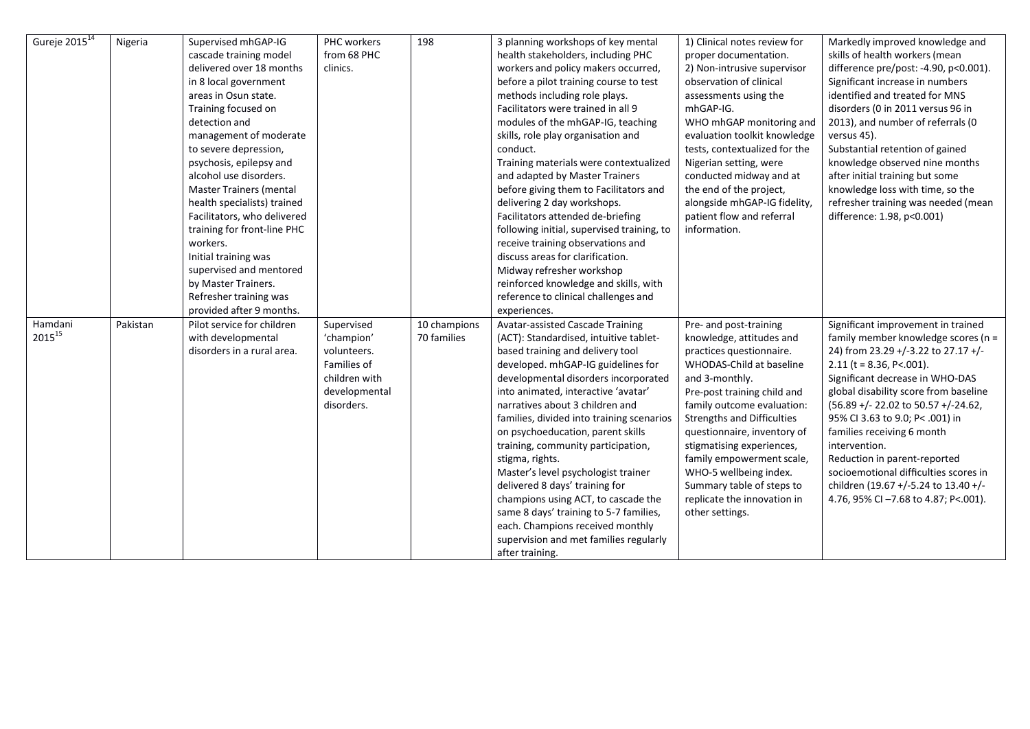| | | | | | | | |
|---|---|---|---|---|---|---|---|
| Gureje 2015[14] | Nigeria | Supervised mhGAP-IG cascade training model delivered over 18 months in 8 local government areas in Osun state. Training focused on detection and management of moderate to severe depression, psychosis, epilepsy and alcohol use disorders. Master Trainers (mental health specialists) trained Facilitators, who delivered training for front-line PHC workers. Initial training was supervised and mentored by Master Trainers. Refresher training was provided after 9 months. | PHC workers from 68 PHC clinics. | 198 | 3 planning workshops of key mental health stakeholders, including PHC workers and policy makers occurred, before a pilot training course to test methods including role plays. Facilitators were trained in all 9 modules of the mhGAP-IG, teaching skills, role play organisation and conduct. Training materials were contextualized and adapted by Master Trainers before giving them to Facilitators and delivering 2 day workshops. Facilitators attended de-briefing following initial, supervised training, to receive training observations and discuss areas for clarification. Midway refresher workshop reinforced knowledge and skills, with reference to clinical challenges and experiences. | 1) Clinical notes review for proper documentation. 2) Non-intrusive supervisor observation of clinical assessments using the mhGAP-IG. WHO mhGAP monitoring and evaluation toolkit knowledge tests, contextualized for the Nigerian setting, were conducted midway and at the end of the project, alongside mhGAP-IG fidelity, patient flow and referral information. | Markedly improved knowledge and skills of health workers (mean difference pre/post: -4.90, $p<0.001$). Significant increase in numbers identified and treated for MNS disorders (0 in 2011 versus 96 in 2013), and number of referrals (0 versus 45). Substantial retention of gained knowledge observed nine months after initial training but some knowledge loss with time, so the refresher training was needed (mean difference: 1.98, $p<0.001$) |
| Hamdani 2015[15] | Pakistan | Pilot service for children with developmental disorders in a rural area. | Supervised 'champion' volunteers. Families of children with developmental disorders. | 10 champions 70 families | Avatar-assisted Cascade Training (ACT): Standardised, intuitive tablet-based training and delivery tool developed. mhGAP-IG guidelines for developmental disorders incorporated into animated, interactive 'avatar' narratives about 3 children and families, divided into training scenarios on psychoeducation, parent skills training, community participation, stigma, rights. Master's level psychologist trainer delivered 8 days' training for champions using ACT, to cascade the same 8 days' training to 5-7 families, each. Champions received monthly supervision and met families regularly after training. | Pre- and post-training knowledge, attitudes and practices questionnaire. WHODAS-Child at baseline and 3-monthly. Pre-post training child and family outcome evaluation: Strengths and Difficulties questionnaire, inventory of stigmatising experiences, family empowerment scale, WHO-5 wellbeing index. Summary table of steps to replicate the innovation in other settings. | Significant improvement in trained family member knowledge scores ($n = 24$) from 23.29 +/-3.22 to 27.17 +/- 2.11 ($t = 8.36$, $P<.001$). Significant decrease in WHO-DAS global disability score from baseline (56.89 +/- 22.02 to 50.57 +/-24.62, 95% CI 3.63 to 9.0; $P< .001$) in families receiving 6 month intervention. Reduction in parent-reported socioemotional difficulties scores in children (19.67 +/-5.24 to 13.40 +/- 4.76, 95% CI –7.68 to 4.87; $P<.001$). |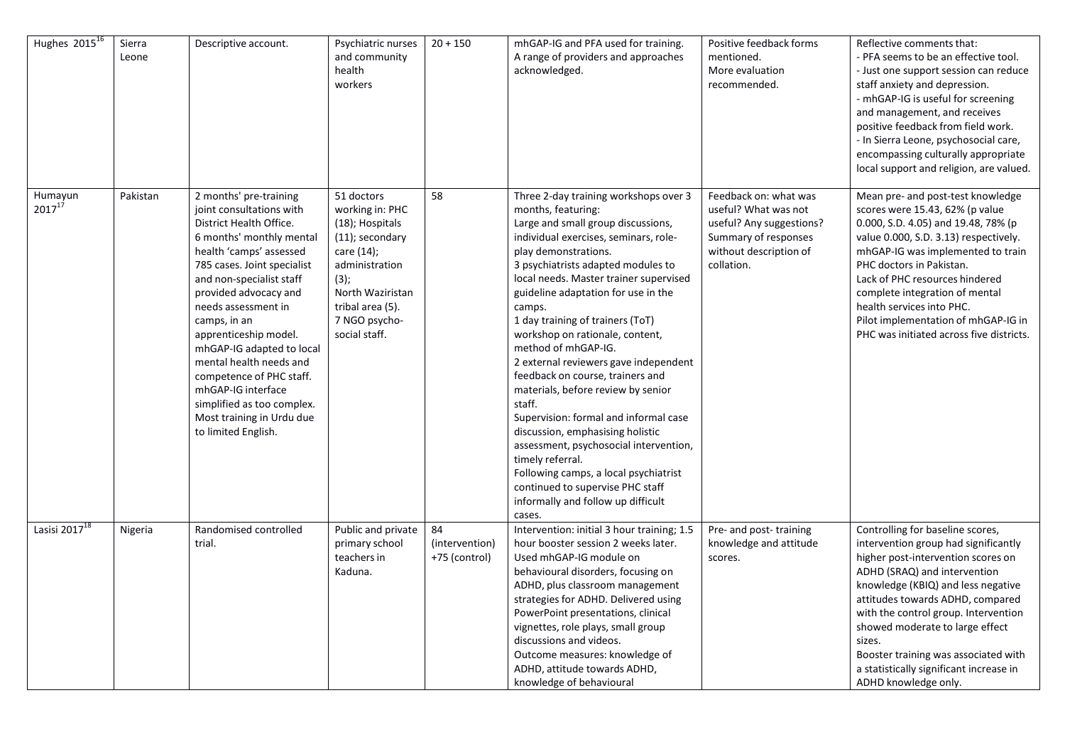| | | | | | | | |
|---|---|---|---|---|---|---|---|
| Hughes 2015[16] | Sierra Leone | Descriptive account. | Psychiatric nurses and community health workers | 20 + 150 | mhGAP-IG and PFA used for training. A range of providers and approaches acknowledged. | Positive feedback forms mentioned. More evaluation recommended. | Reflective comments that:<br>- PFA seems to be an effective tool.<br>- Just one support session can reduce staff anxiety and depression.<br>- mhGAP-IG is useful for screening and management, and receives positive feedback from field work.<br>- In Sierra Leone, psychosocial care, encompassing culturally appropriate local support and religion, are valued. |
| Humayun 2017[17] | Pakistan | 2 months' pre-training joint consultations with District Health Office.<br>6 months' monthly mental health 'camps' assessed 785 cases. Joint specialist and non-specialist staff provided advocacy and needs assessment in camps, in an apprenticeship model.<br>mhGAP-IG adapted to local mental health needs and competence of PHC staff.<br>mhGAP-IG interface simplified as too complex.<br>Most training in Urdu due to limited English. | 51 doctors working in: PHC (18); Hospitals (11); secondary care (14); administration (3); North Waziristan tribal area (5).<br>7 NGO psycho-social staff. | 58 | Three 2-day training workshops over 3 months, featuring:<br>Large and small group discussions, individual exercises, seminars, role-play demonstrations.<br>3 psychiatrists adapted modules to local needs. Master trainer supervised guideline adaptation for use in the camps.<br>1 day training of trainers (ToT) workshop on rationale, content, method of mhGAP-IG.<br>2 external reviewers gave independent feedback on course, trainers and materials, before review by senior staff.<br>Supervision: formal and informal case discussion, emphasising holistic assessment, psychosocial intervention, timely referral.<br>Following camps, a local psychiatrist continued to supervise PHC staff informally and follow up difficult cases. | Feedback on: what was useful? What was not useful? Any suggestions? Summary of responses without description of collation. | Mean pre- and post-test knowledge scores were 15.43, 62% (p value 0.000, S.D. 4.05) and 19.48, 78% (p value 0.000, S.D. 3.13) respectively.<br>mhGAP-IG was implemented to train PHC doctors in Pakistan.<br>Lack of PHC resources hindered complete integration of mental health services into PHC.<br>Pilot implementation of mhGAP-IG in PHC was initiated across five districts. |
| Lasisi 2017[18] | Nigeria | Randomised controlled trial. | Public and private primary school teachers in Kaduna. | 84 (intervention) +75 (control) | Intervention: initial 3 hour training; 1.5 hour booster session 2 weeks later. Used mhGAP-IG module on behavioural disorders, focusing on ADHD, plus classroom management strategies for ADHD. Delivered using PowerPoint presentations, clinical vignettes, role plays, small group discussions and videos.<br>Outcome measures: knowledge of ADHD, attitude towards ADHD, knowledge of behavioural | Pre- and post- training knowledge and attitude scores. | Controlling for baseline scores, intervention group had significantly higher post-intervention scores on ADHD (SRAQ) and intervention knowledge (KBIQ) and less negative attitudes towards ADHD, compared with the control group. Intervention showed moderate to large effect sizes.<br>Booster training was associated with a statistically significant increase in ADHD knowledge only. |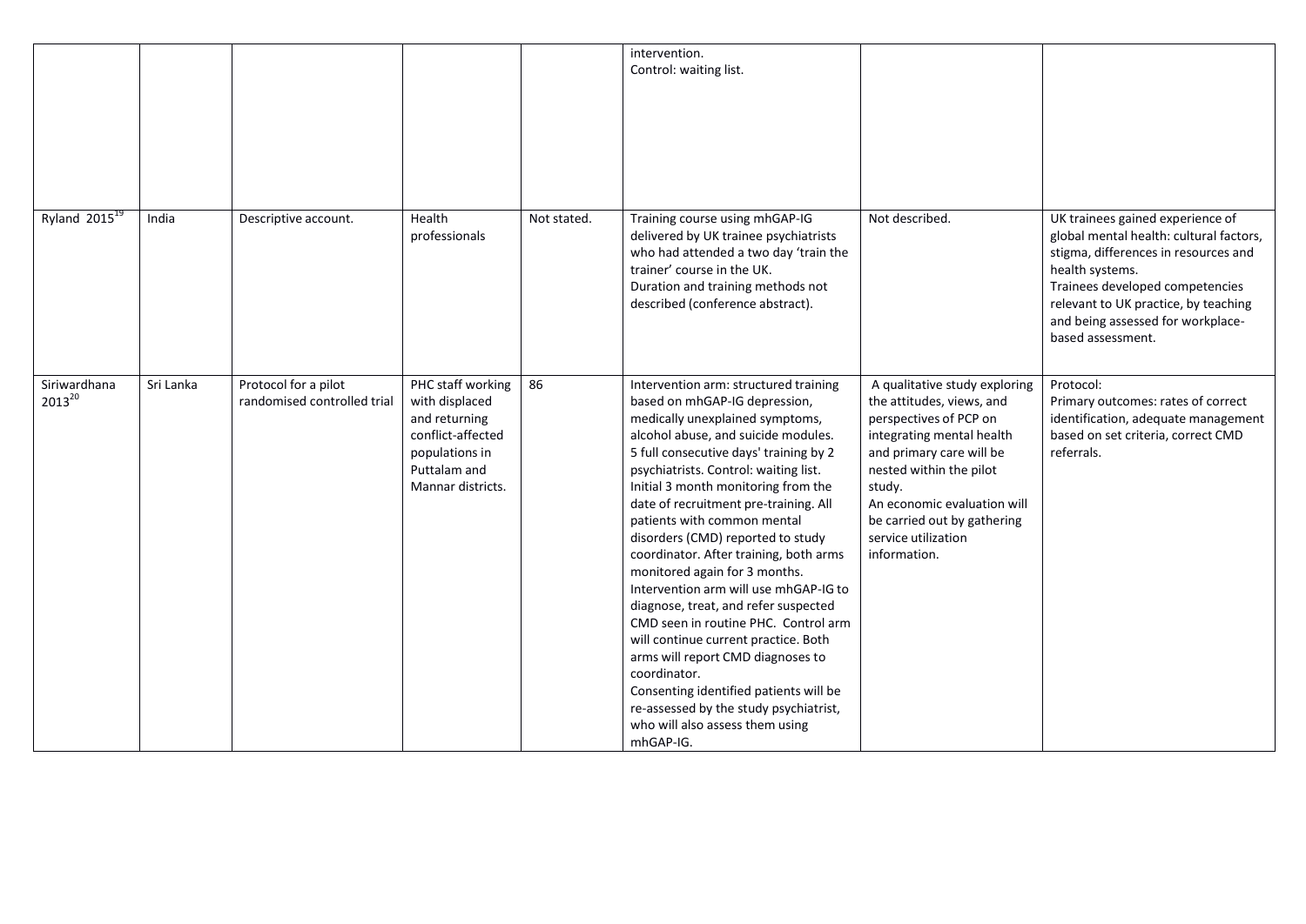| | | | | | | | |
|---|---|---|---|---|---|---|---|
| | | | | | intervention.<br>Control: waiting list. | | |
| Ryland 2015[19] | India | Descriptive account. | Health professionals | Not stated. | Training course using mhGAP-IG delivered by UK trainee psychiatrists who had attended a two day 'train the trainer' course in the UK.<br>Duration and training methods not described (conference abstract). | Not described. | UK trainees gained experience of global mental health: cultural factors, stigma, differences in resources and health systems.<br>Trainees developed competencies relevant to UK practice, by teaching and being assessed for workplace-based assessment. |
| Siriwardhana 2013[20] | Sri Lanka | Protocol for a pilot randomised controlled trial | PHC staff working with displaced and returning conflict-affected populations in Puttalam and Mannar districts. | 86 | Intervention arm: structured training based on mhGAP-IG depression, medically unexplained symptoms, alcohol abuse, and suicide modules. 5 full consecutive days' training by 2 psychiatrists. Control: waiting list. Initial 3 month monitoring from the date of recruitment pre-training. All patients with common mental disorders (CMD) reported to study coordinator. After training, both arms monitored again for 3 months. Intervention arm will use mhGAP-IG to diagnose, treat, and refer suspected CMD seen in routine PHC. Control arm will continue current practice. Both arms will report CMD diagnoses to coordinator.<br>Consenting identified patients will be re-assessed by the study psychiatrist, who will also assess them using mhGAP-IG. | A qualitative study exploring the attitudes, views, and perspectives of PCP on integrating mental health and primary care will be nested within the pilot study.<br>An economic evaluation will be carried out by gathering service utilization information. | Protocol:<br>Primary outcomes: rates of correct identification, adequate management based on set criteria, correct CMD referrals. |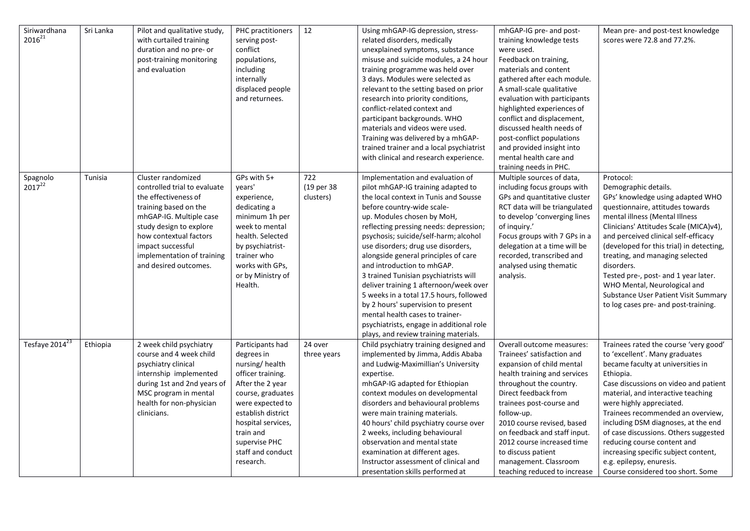| | | | | | | | |
|---|---|---|---|---|---|---|---|
| Siriwardhana 2016[21] | Sri Lanka | Pilot and qualitative study, with curtailed training duration and no pre- or post-training monitoring and evaluation | PHC practitioners serving post-conflict populations, including internally displaced people and returnees. | 12 | Using mhGAP-IG depression, stress-related disorders, medically unexplained symptoms, substance misuse and suicide modules, a 24 hour training programme was held over 3 days. Modules were selected as relevant to the setting based on prior research into priority conditions, conflict-related context and participant backgrounds. WHO materials and videos were used. Training was delivered by a mhGAP-trained trainer and a local psychiatrist with clinical and research experience. | mhGAP-IG pre- and post-training knowledge tests were used. Feedback on training, materials and content gathered after each module. A small-scale qualitative evaluation with participants highlighted experiences of conflict and displacement, discussed health needs of post-conflict populations and provided insight into mental health care and training needs in PHC. | Mean pre- and post-test knowledge scores were 72.8 and 77.2%. |
| Spagnolo 2017[22] | Tunisia | Cluster randomized controlled trial to evaluate the effectiveness of training based on the mhGAP-IG. Multiple case study design to explore how contextual factors impact successful implementation of training and desired outcomes. | GPs with 5+ years' experience, dedicating a minimum 1h per week to mental health. Selected by psychiatrist-trainer who works with GPs, or by Ministry of Health. | 722 (19 per 38 clusters) | Implementation and evaluation of pilot mhGAP-IG training adapted to the local context in Tunis and Sousse before country-wide scale-up. Modules chosen by MoH, reflecting pressing needs: depression; psychosis; suicide/self-harm; alcohol use disorders; drug use disorders, alongside general principles of care and introduction to mhGAP. 3 trained Tunisian psychiatrists will deliver training 1 afternoon/week over 5 weeks in a total 17.5 hours, followed by 2 hours' supervision to present mental health cases to trainer-psychiatrists, engage in additional role plays, and review training materials. | Multiple sources of data, including focus groups with GPs and quantitative cluster RCT data will be triangulated to develop 'converging lines of inquiry.' Focus groups with 7 GPs in a delegation at a time will be recorded, transcribed and analysed using thematic analysis. | Protocol: Demographic details. GPs' knowledge using adapted WHO questionnaire, attitudes towards mental illness (Mental Illness Clinicians' Attitudes Scale (MICA)v4), and perceived clinical self-efficacy (developed for this trial) in detecting, treating, and managing selected disorders. Tested pre-, post- and 1 year later. WHO Mental, Neurological and Substance User Patient Visit Summary to log cases pre- and post-training. |
| Tesfaye 2014[23] | Ethiopia | 2 week child psychiatry course and 4 week child psychiatry clinical internship implemented during 1st and 2nd years of MSC program in mental health for non-physician clinicians. | Participants had degrees in nursing/ health officer training. After the 2 year course, graduates were expected to establish district hospital services, train and supervise PHC staff and conduct research. | 24 over three years | Child psychiatry training designed and implemented by Jimma, Addis Ababa and Ludwig-Maximillian's University expertise. mhGAP-IG adapted for Ethiopian context modules on developmental disorders and behavioural problems were main training materials. 40 hours' child psychiatry course over 2 weeks, including behavioural observation and mental state examination at different ages. Instructor assessment of clinical and presentation skills performed at | Overall outcome measures: Trainees' satisfaction and expansion of child mental health training and services throughout the country. Direct feedback from trainees post-course and follow-up. 2010 course revised, based on feedback and staff input. 2012 course increased time to discuss patient management. Classroom teaching reduced to increase | Trainees rated the course 'very good' to 'excellent'. Many graduates became faculty at universities in Ethiopia. Case discussions on video and patient material, and interactive teaching were highly appreciated. Trainees recommended an overview, including DSM diagnoses, at the end of case discussions. Others suggested reducing course content and increasing specific subject content, e.g. epilepsy, enuresis. Course considered too short. Some |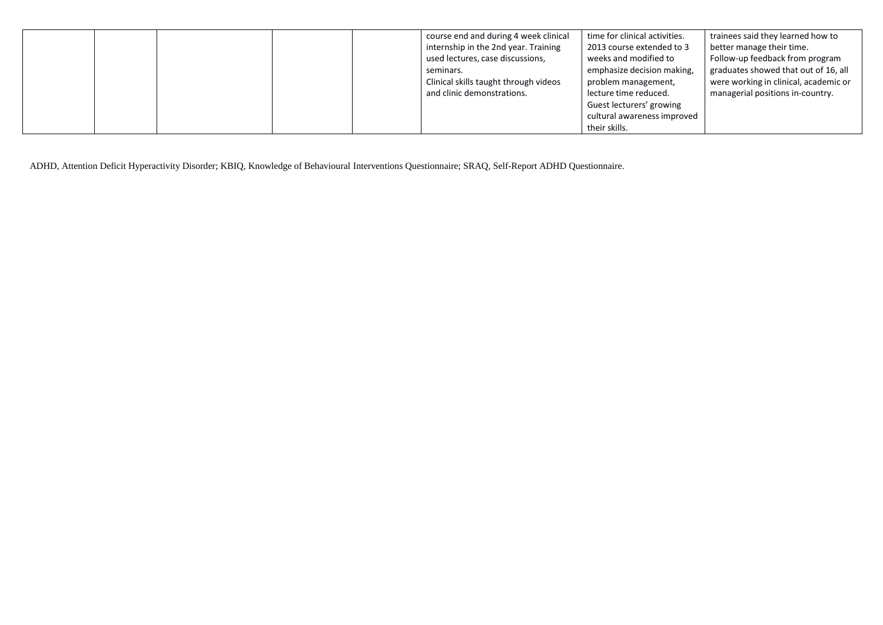| | | | | | | | |
|---|---|---|---|---|---|---|---|
| | | | | | course end and during 4 week clinical internship in the 2nd year. Training used lectures, case discussions, seminars.<br>Clinical skills taught through videos and clinic demonstrations. | time for clinical activities. 2013 course extended to 3 weeks and modified to emphasize decision making, problem management, lecture time reduced.<br>Guest lecturers' growing cultural awareness improved their skills. | trainees said they learned how to better manage their time.<br>Follow-up feedback from program graduates showed that out of 16, all were working in clinical, academic or managerial positions in-country. |

ADHD, Attention Deficit Hyperactivity Disorder; KBIQ, Knowledge of Behavioural Interventions Questionnaire; SRAQ, Self-Report ADHD Questionnaire.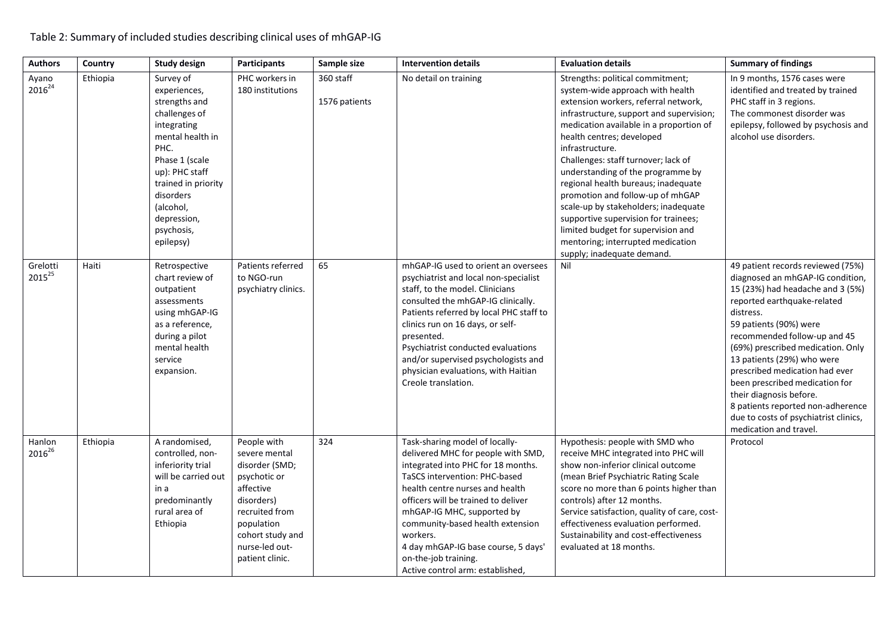Table 2: Summary of included studies describing clinical uses of mhGAP-IG

| Authors | Country | Study design | Participants | Sample size | Intervention details | Evaluation details | Summary of findings |
|---|---|---|---|---|---|---|---|
| Ayano 2016[24] | Ethiopia | Survey of experiences, strengths and challenges of integrating mental health in PHC. Phase 1 (scale up): PHC staff trained in priority disorders (alcohol, depression, psychosis, epilepsy) | PHC workers in 180 institutions | 360 staff 1576 patients | No detail on training | Strengths: political commitment; system-wide approach with health extension workers, referral network, infrastructure, support and supervision; medication available in a proportion of health centres; developed infrastructure. Challenges: staff turnover; lack of understanding of the programme by regional health bureaus; inadequate promotion and follow-up of mhGAP scale-up by stakeholders; inadequate supportive supervision for trainees; limited budget for supervision and mentoring; interrupted medication supply; inadequate demand. | In 9 months, 1576 cases were identified and treated by trained PHC staff in 3 regions. The commonest disorder was epilepsy, followed by psychosis and alcohol use disorders. |
| Grelotti 2015[25] | Haiti | Retrospective chart review of outpatient assessments using mhGAP-IG as a reference, during a pilot mental health service expansion. | Patients referred to NGO-run psychiatry clinics. | 65 | mhGAP-IG used to orient an oversees psychiatrist and local non-specialist staff, to the model. Clinicians consulted the mhGAP-IG clinically. Patients referred by local PHC staff to clinics run on 16 days, or self-presented. Psychiatrist conducted evaluations and/or supervised psychologists and physician evaluations, with Haitian Creole translation. | Nil | 49 patient records reviewed (75%) diagnosed an mhGAP-IG condition, 15 (23%) had headache and 3 (5%) reported earthquake-related distress. 59 patients (90%) were recommended follow-up and 45 (69%) prescribed medication. Only 13 patients (29%) who were prescribed medication had ever been prescribed medication for their diagnosis before. 8 patients reported non-adherence due to costs of psychiatrist clinics, medication and travel. |
| Hanlon 2016[26] | Ethiopia | A randomised, controlled, non-inferiority trial will be carried out in a predominantly rural area of Ethiopia | People with severe mental disorder (SMD; psychotic or affective disorders) recruited from population cohort study and nurse-led out-patient clinic. | 324 | Task-sharing model of locally-delivered MHC for people with SMD, integrated into PHC for 18 months. TaSCS intervention: PHC-based health centre nurses and health officers will be trained to deliver mhGAP-IG MHC, supported by community-based health extension workers. 4 day mhGAP-IG base course, 5 days' on-the-job training. Active control arm: established, | Hypothesis: people with SMD who receive MHC integrated into PHC will show non-inferior clinical outcome (mean Brief Psychiatric Rating Scale score no more than 6 points higher than controls) after 12 months. Service satisfaction, quality of care, cost-effectiveness evaluation performed. Sustainability and cost-effectiveness evaluated at 18 months. | Protocol |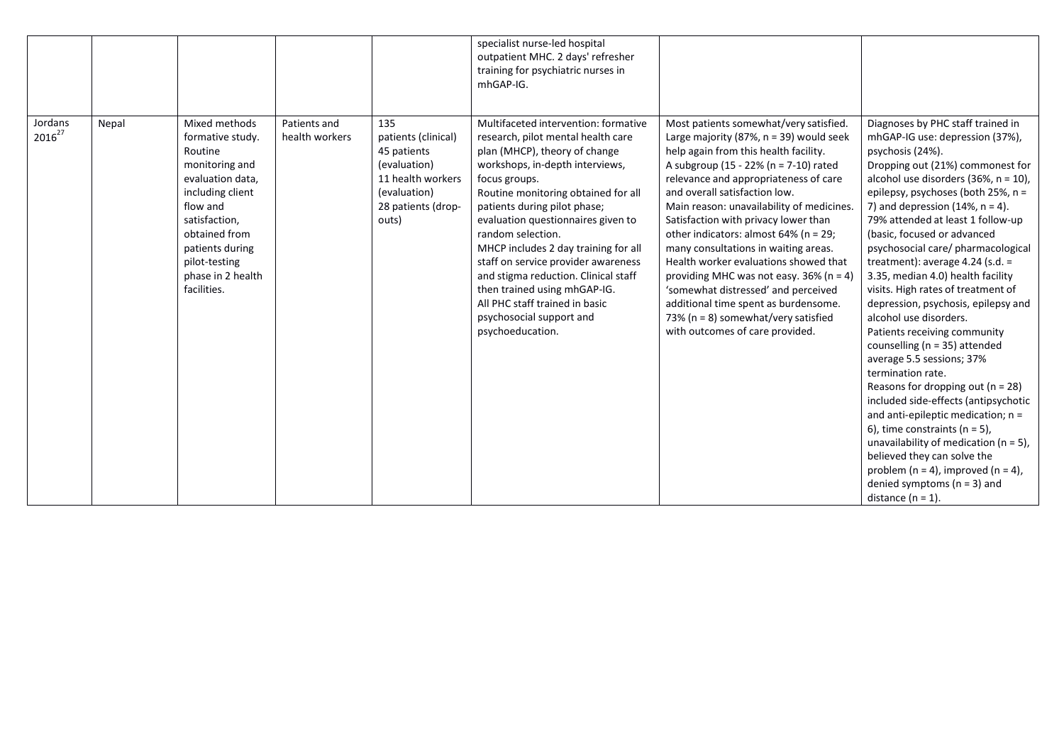| | | | | | | | |
|---|---|---|---|---|---|---|---|
| | | | | | specialist nurse-led hospital outpatient MHC. 2 days' refresher training for psychiatric nurses in mhGAP-IG. | | |
| Jordans 2016[27] | Nepal | Mixed methods formative study. Routine monitoring and evaluation data, including client flow and satisfaction, obtained from patients during pilot-testing phase in 2 health facilities. | Patients and health workers | 135 patients (clinical) 45 patients (evaluation) 11 health workers (evaluation) 28 patients (drop-outs) | Multifaceted intervention: formative research, pilot mental health care plan (MHCP), theory of change workshops, in-depth interviews, focus groups. Routine monitoring obtained for all patients during pilot phase; evaluation questionnaires given to random selection. MHCP includes 2 day training for all staff on service provider awareness and stigma reduction. Clinical staff then trained using mhGAP-IG. All PHC staff trained in basic psychosocial support and psychoeducation. | Most patients somewhat/very satisfied. Large majority (87%, n = 39) would seek help again from this health facility. A subgroup (15 - 22% (n = 7-10) rated relevance and appropriateness of care and overall satisfaction low. Main reason: unavailability of medicines. Satisfaction with privacy lower than other indicators: almost 64% (n = 29; many consultations in waiting areas. Health worker evaluations showed that providing MHC was not easy. 36% (n = 4) 'somewhat distressed' and perceived additional time spent as burdensome. 73% (n = 8) somewhat/very satisfied with outcomes of care provided. | Diagnoses by PHC staff trained in mhGAP-IG use: depression (37%), psychosis (24%). Dropping out (21%) commonest for alcohol use disorders (36%, n = 10), epilepsy, psychoses (both 25%, n = 7) and depression (14%, n = 4). 79% attended at least 1 follow-up (basic, focused or advanced psychosocial care/ pharmacological treatment): average 4.24 (s.d. = 3.35, median 4.0) health facility visits. High rates of treatment of depression, psychosis, epilepsy and alcohol use disorders. Patients receiving community counselling (n = 35) attended average 5.5 sessions; 37% termination rate. Reasons for dropping out (n = 28) included side-effects (antipsychotic and anti-epileptic medication; n = 6), time constraints (n = 5), unavailability of medication (n = 5), believed they can solve the problem (n = 4), improved (n = 4), denied symptoms (n = 3) and distance (n = 1). |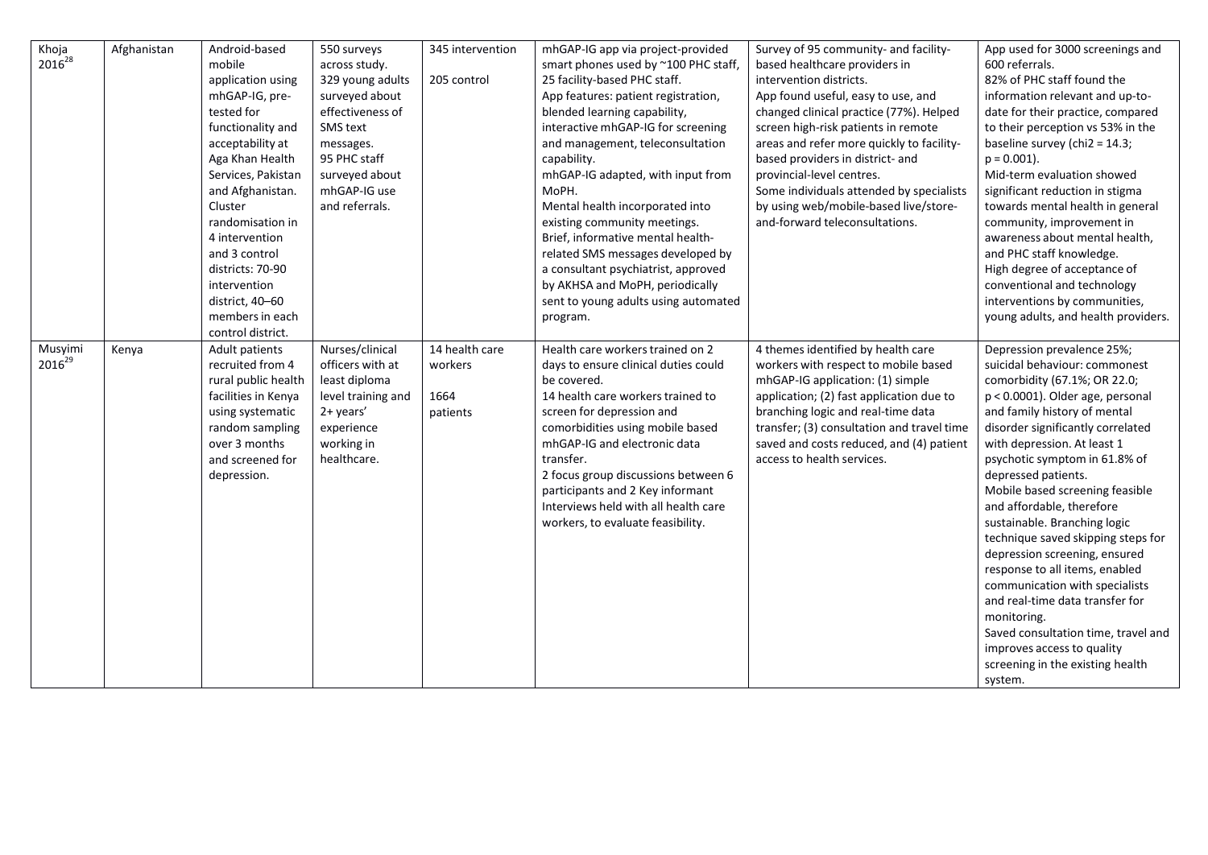| | | | | | | | |
|---|---|---|---|---|---|---|---|
| Khoja 2016[28] | Afghanistan | Android-based mobile application using mhGAP-IG, pre-tested for functionality and acceptability at Aga Khan Health Services, Pakistan and Afghanistan. Cluster randomisation in 4 intervention and 3 control districts: 70-90 intervention district, 40–60 members in each control district. | 550 surveys across study. 329 young adults surveyed about effectiveness of SMS text messages. 95 PHC staff surveyed about mhGAP-IG use and referrals. | 345 intervention<br><br>205 control | mhGAP-IG app via project-provided smart phones used by ~100 PHC staff, 25 facility-based PHC staff.<br>App features: patient registration, blended learning capability, interactive mhGAP-IG for screening and management, teleconsultation capability.<br>mhGAP-IG adapted, with input from MoPH.<br>Mental health incorporated into existing community meetings.<br>Brief, informative mental health-related SMS messages developed by a consultant psychiatrist, approved by AKHSA and MoPH, periodically sent to young adults using automated program. | Survey of 95 community- and facility-based healthcare providers in intervention districts.<br>App found useful, easy to use, and changed clinical practice (77%). Helped screen high-risk patients in remote areas and refer more quickly to facility-based providers in district- and provincial-level centres.<br>Some individuals attended by specialists by using web/mobile-based live/store-and-forward teleconsultations. | App used for 3000 screenings and 600 referrals.<br>82% of PHC staff found the information relevant and up-to-date for their practice, compared to their perception vs 53% in the baseline survey (chi2 = 14.3; $p = 0.001$).<br>Mid-term evaluation showed significant reduction in stigma towards mental health in general community, improvement in awareness about mental health, and PHC staff knowledge.<br>High degree of acceptance of conventional and technology interventions by communities, young adults, and health providers. |
| Musyimi 2016[29] | Kenya | Adult patients recruited from 4 rural public health facilities in Kenya using systematic random sampling over 3 months and screened for depression. | Nurses/clinical officers with at least diploma level training and 2+ years' experience working in healthcare. | 14 health care workers<br><br>1664 patients | Health care workers trained on 2 days to ensure clinical duties could be covered.<br>14 health care workers trained to screen for depression and comorbidities using mobile based mhGAP-IG and electronic data transfer.<br>2 focus group discussions between 6 participants and 2 Key informant Interviews held with all health care workers, to evaluate feasibility. | 4 themes identified by health care workers with respect to mobile based mhGAP-IG application: (1) simple application; (2) fast application due to branching logic and real-time data transfer; (3) consultation and travel time saved and costs reduced, and (4) patient access to health services. | Depression prevalence 25%; suicidal behaviour: commonest comorbidity (67.1%; OR 22.0; $p < 0.0001$). Older age, personal and family history of mental disorder significantly correlated with depression. At least 1 psychotic symptom in 61.8% of depressed patients.<br>Mobile based screening feasible and affordable, therefore sustainable. Branching logic technique saved skipping steps for depression screening, ensured response to all items, enabled communication with specialists and real-time data transfer for monitoring.<br>Saved consultation time, travel and improves access to quality screening in the existing health system. |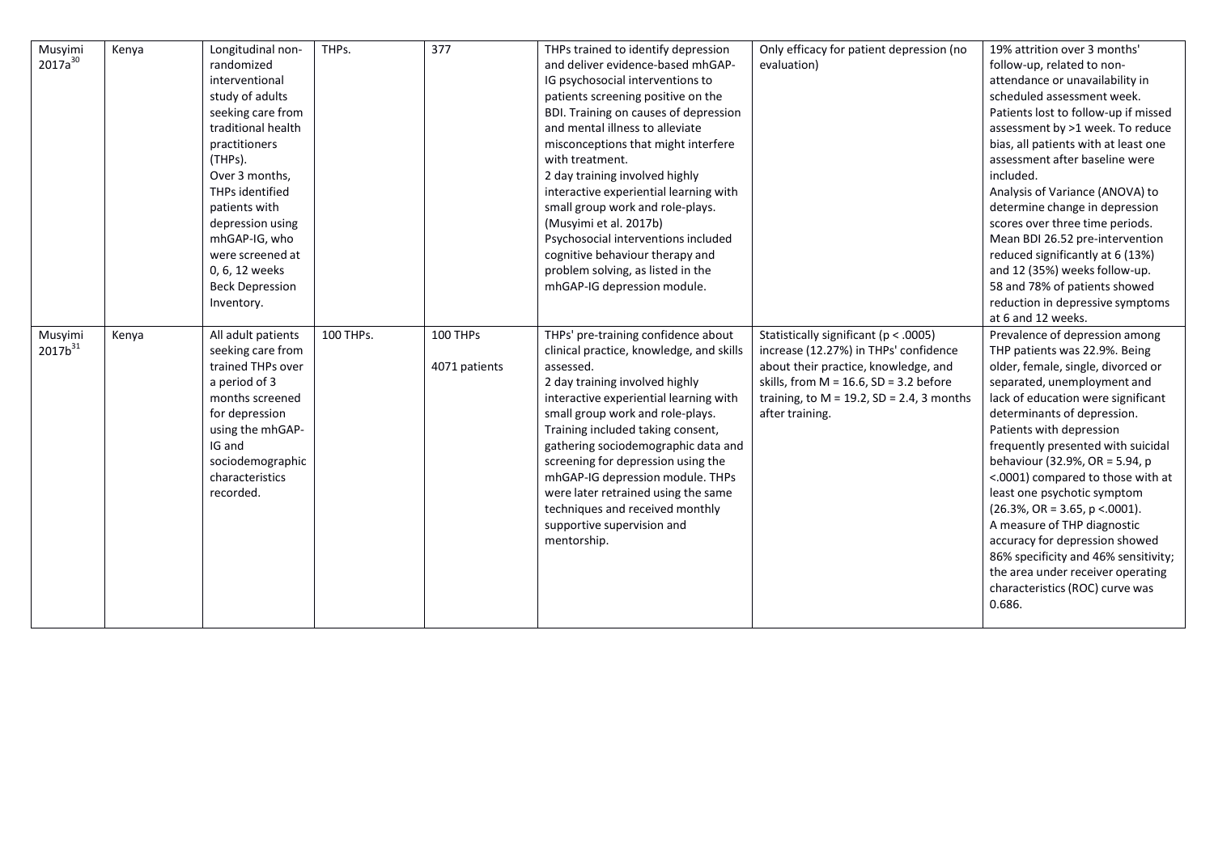| | | | | | | | |
|---|---|---|---|---|---|---|---|
| Musyimi 2017a[30] | Kenya | Longitudinal non-randomized interventional study of adults seeking care from traditional health practitioners (THPs). Over 3 months, THPs identified patients with depression using mhGAP-IG, who were screened at 0, 6, 12 weeks Beck Depression Inventory. | THPs. | 377 | THPs trained to identify depression and deliver evidence-based mhGAP-IG psychosocial interventions to patients screening positive on the BDI. Training on causes of depression and mental illness to alleviate misconceptions that might interfere with treatment. 2 day training involved highly interactive experiential learning with small group work and role-plays. (Musyimi et al. 2017b) Psychosocial interventions included cognitive behaviour therapy and problem solving, as listed in the mhGAP-IG depression module. | Only efficacy for patient depression (no evaluation) | 19% attrition over 3 months' follow-up, related to non-attendance or unavailability in scheduled assessment week. Patients lost to follow-up if missed assessment by >1 week. To reduce bias, all patients with at least one assessment after baseline were included. Analysis of Variance (ANOVA) to determine change in depression scores over three time periods. Mean BDI 26.52 pre-intervention reduced significantly at 6 (13%) and 12 (35%) weeks follow-up. 58 and 78% of patients showed reduction in depressive symptoms at 6 and 12 weeks. |
| Musyimi 2017b[31] | Kenya | All adult patients seeking care from trained THPs over a period of 3 months screened for depression using the mhGAP-IG and sociodemographic characteristics recorded. | 100 THPs. | 100 THPs<br><br>4071 patients | THPs' pre-training confidence about clinical practice, knowledge, and skills assessed. 2 day training involved highly interactive experiential learning with small group work and role-plays. Training included taking consent, gathering sociodemographic data and screening for depression using the mhGAP-IG depression module. THPs were later retrained using the same techniques and received monthly supportive supervision and mentorship. | Statistically significant ($p < .0005$) increase (12.27%) in THPs' confidence about their practice, knowledge, and skills, from $M = 16.6$, $SD = 3.2$ before training, to $M = 19.2$, $SD = 2.4$, 3 months after training. | Prevalence of depression among THP patients was 22.9%. Being older, female, single, divorced or separated, unemployment and lack of education were significant determinants of depression. Patients with depression frequently presented with suicidal behaviour (32.9%, OR = 5.94, $p < .0001$) compared to those with at least one psychotic symptom (26.3%, OR = 3.65, $p < .0001$). A measure of THP diagnostic accuracy for depression showed 86% specificity and 46% sensitivity; the area under receiver operating characteristics (ROC) curve was 0.686. |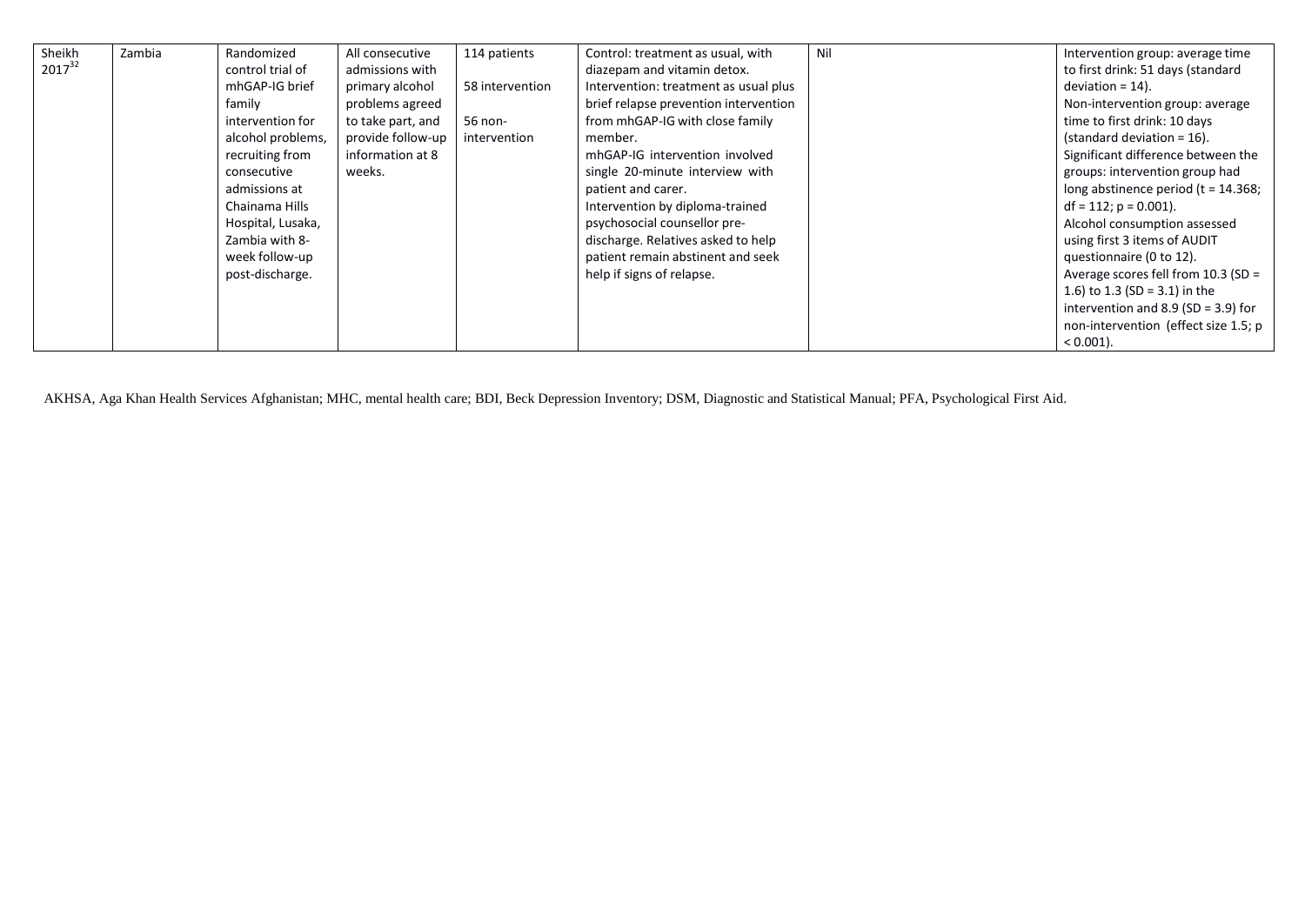| | | | | | | | |
|---|---|---|---|---|---|---|---|
| Sheikh 2017[32] | Zambia | Randomized control trial of mhGAP-IG brief family intervention for alcohol problems, recruiting from consecutive admissions at Chainama Hills Hospital, Lusaka, Zambia with 8-week follow-up post-discharge. | All consecutive admissions with primary alcohol problems agreed to take part, and provide follow-up information at 8 weeks. | 114 patients<br><br>58 intervention<br><br>56 non-intervention | Control: treatment as usual, with diazepam and vitamin detox.<br>Intervention: treatment as usual plus brief relapse prevention intervention from mhGAP-IG with close family member.<br>mhGAP-IG intervention involved single 20-minute interview with patient and carer.<br>Intervention by diploma-trained psychosocial counsellor pre-discharge. Relatives asked to help patient remain abstinent and seek help if signs of relapse. | Nil | Intervention group: average time to first drink: 51 days (standard deviation = 14).<br>Non-intervention group: average time to first drink: 10 days (standard deviation = 16).<br>Significant difference between the groups: intervention group had long abstinence period ($t = 14.368$; $df = 112$; $p = 0.001$).<br>Alcohol consumption assessed using first 3 items of AUDIT questionnaire (0 to 12).<br>Average scores fell from 10.3 ($SD = 1.6$) to 1.3 ($SD = 3.1$) in the intervention and 8.9 ($SD = 3.9$) for non-intervention (effect size 1.5; $p < 0.001$). |

AKHSA, Aga Khan Health Services Afghanistan; MHC, mental health care; BDI, Beck Depression Inventory; DSM, Diagnostic and Statistical Manual; PFA, Psychological First Aid.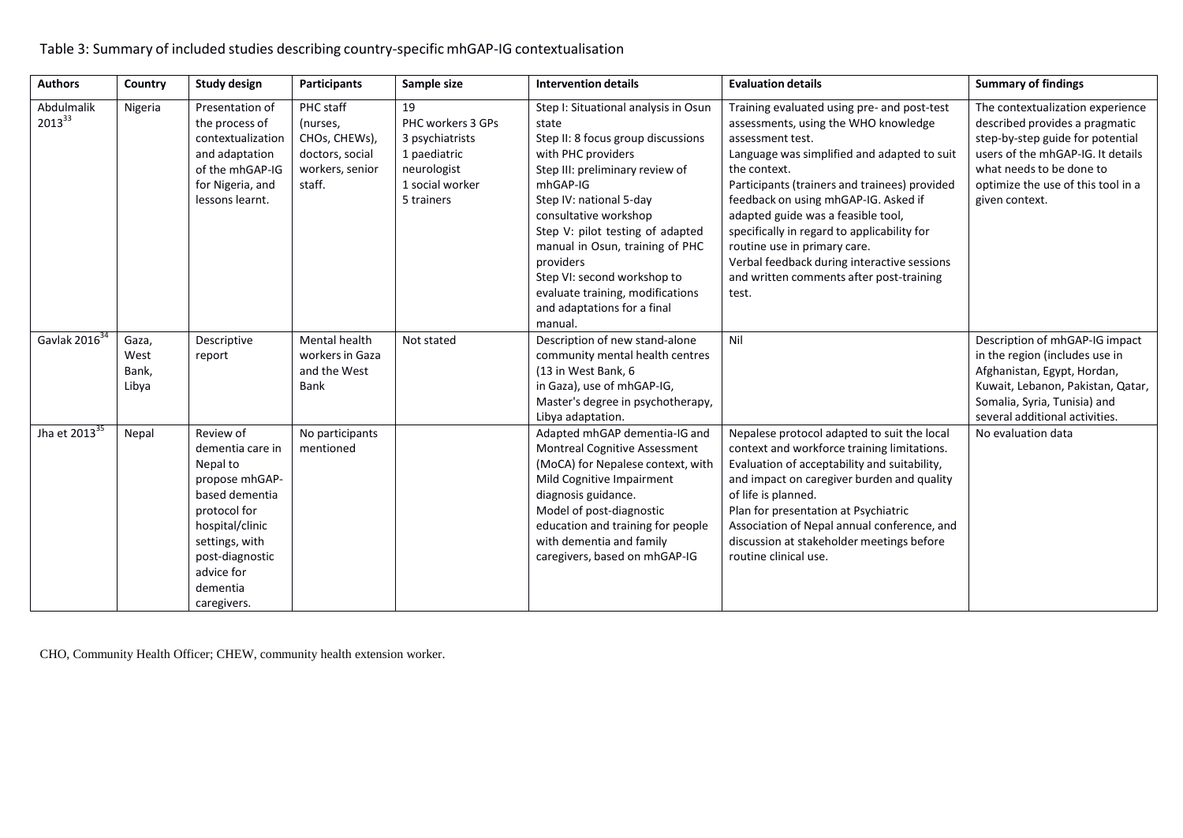Table 3: Summary of included studies describing country-specific mhGAP-IG contextualisation

| Authors | Country | Study design | Participants | Sample size | Intervention details | Evaluation details | Summary of findings |
|---|---|---|---|---|---|---|---|
| Abdulmalik 2013[33] | Nigeria | Presentation of the process of contextualization and adaptation of the mhGAP-IG for Nigeria, and lessons learnt. | PHC staff (nurses, CHOs, CHEWs), doctors, social workers, senior staff. | 19 PHC workers 3 GPs 3 psychiatrists 1 paediatric neurologist 1 social worker 5 trainers | Step I: Situational analysis in Osun state<br>Step II: 8 focus group discussions with PHC providers<br>Step III: preliminary review of mhGAP-IG<br>Step IV: national 5-day consultative workshop<br>Step V: pilot testing of adapted manual in Osun, training of PHC providers<br>Step VI: second workshop to evaluate training, modifications and adaptations for a final manual. | Training evaluated using pre- and post-test assessments, using the WHO knowledge assessment test.<br>Language was simplified and adapted to suit the context.<br>Participants (trainers and trainees) provided feedback on using mhGAP-IG. Asked if adapted guide was a feasible tool, specifically in regard to applicability for routine use in primary care.<br>Verbal feedback during interactive sessions and written comments after post-training test. | The contextualization experience described provides a pragmatic step-by-step guide for potential users of the mhGAP-IG. It details what needs to be done to optimize the use of this tool in a given context. |
| Gavlak 2016[34] | Gaza, West Bank, Libya | Descriptive report | Mental health workers in Gaza and the West Bank | Not stated | Description of new stand-alone community mental health centres (13 in West Bank, 6 in Gaza), use of mhGAP-IG, Master's degree in psychotherapy, Libya adaptation. | Nil | Description of mhGAP-IG impact in the region (includes use in Afghanistan, Egypt, Hordan, Kuwait, Lebanon, Pakistan, Qatar, Somalia, Syria, Tunisia) and several additional activities. |
| Jha et 2013[35] | Nepal | Review of dementia care in Nepal to propose mhGAP-based dementia protocol for hospital/clinic settings, with post-diagnostic advice for dementia caregivers. | No participants mentioned | | Adapted mhGAP dementia-IG and Montreal Cognitive Assessment (MoCA) for Nepalese context, with Mild Cognitive Impairment diagnosis guidance.<br>Model of post-diagnostic education and training for people with dementia and family caregivers, based on mhGAP-IG | Nepalese protocol adapted to suit the local context and workforce training limitations.<br>Evaluation of acceptability and suitability, and impact on caregiver burden and quality of life is planned.<br>Plan for presentation at Psychiatric Association of Nepal annual conference, and discussion at stakeholder meetings before routine clinical use. | No evaluation data |

CHO, Community Health Officer; CHEW, community health extension worker.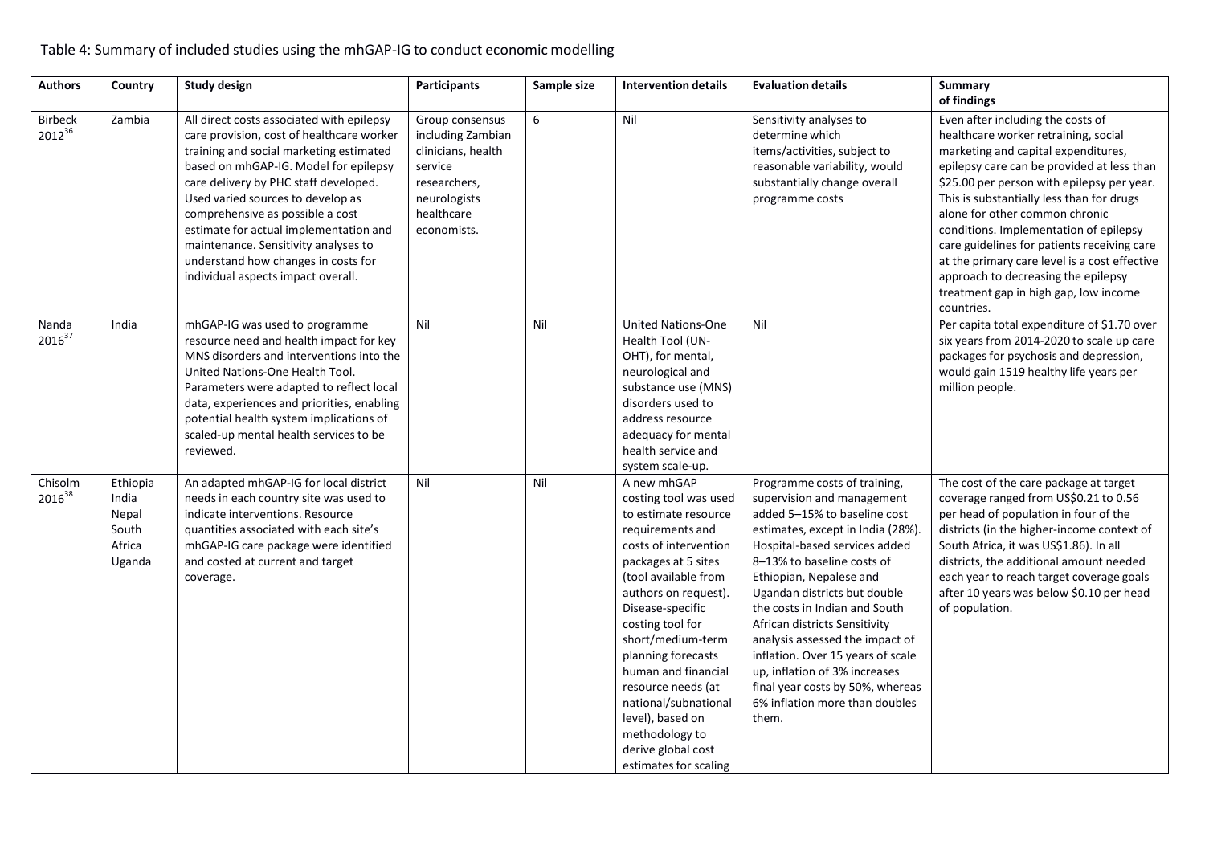Table 4: Summary of included studies using the mhGAP-IG to conduct economic modelling

| Authors | Country | Study design | Participants | Sample size | Intervention details | Evaluation details | Summary of findings |
|---|---|---|---|---|---|---|---|
| Birbeck 2012[36] | Zambia | All direct costs associated with epilepsy care provision, cost of healthcare worker training and social marketing estimated based on mhGAP-IG. Model for epilepsy care delivery by PHC staff developed. Used varied sources to develop as comprehensive as possible a cost estimate for actual implementation and maintenance. Sensitivity analyses to understand how changes in costs for individual aspects impact overall. | Group consensus including Zambian clinicians, health service researchers, neurologists healthcare economists. | 6 | Nil | Sensitivity analyses to determine which items/activities, subject to reasonable variability, would substantially change overall programme costs | Even after including the costs of healthcare worker retraining, social marketing and capital expenditures, epilepsy care can be provided at less than $25.00 per person with epilepsy per year. This is substantially less than for drugs alone for other common chronic conditions. Implementation of epilepsy care guidelines for patients receiving care at the primary care level is a cost effective approach to decreasing the epilepsy treatment gap in high gap, low income countries. |
| Nanda 2016[37] | India | mhGAP-IG was used to programme resource need and health impact for key MNS disorders and interventions into the United Nations-One Health Tool. Parameters were adapted to reflect local data, experiences and priorities, enabling potential health system implications of scaled-up mental health services to be reviewed. | Nil | Nil | United Nations-One Health Tool (UN-OHT), for mental, neurological and substance use (MNS) disorders used to address resource adequacy for mental health service and system scale-up. | Nil | Per capita total expenditure of $1.70 over six years from 2014-2020 to scale up care packages for psychosis and depression, would gain 1519 healthy life years per million people. |
| Chisolm 2016[38] | Ethiopia India Nepal South Africa Uganda | An adapted mhGAP-IG for local district needs in each country site was used to indicate interventions. Resource quantities associated with each site's mhGAP-IG care package were identified and costed at current and target coverage. | Nil | Nil | A new mhGAP costing tool was used to estimate resource requirements and costs of intervention packages at 5 sites (tool available from authors on request). Disease-specific costing tool for short/medium-term planning forecasts human and financial resource needs (at national/subnational level), based on methodology to derive global cost estimates for scaling | Programme costs of training, supervision and management added 5–15% to baseline cost estimates, except in India (28%). Hospital-based services added 8–13% to baseline costs of Ethiopian, Nepalese and Ugandan districts but double the costs in Indian and South African districts Sensitivity analysis assessed the impact of inflation. Over 15 years of scale up, inflation of 3% increases final year costs by 50%, whereas 6% inflation more than doubles them. | The cost of the care package at target coverage ranged from US$0.21 to 0.56 per head of population in four of the districts (in the higher-income context of South Africa, it was US$1.86). In all districts, the additional amount needed each year to reach target coverage goals after 10 years was below $0.10 per head of population. |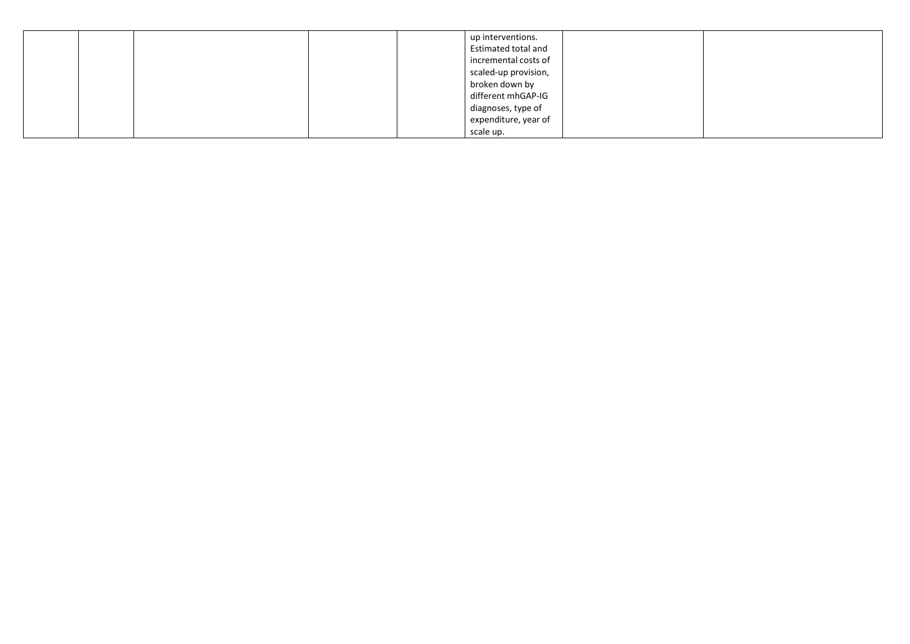| | | | | | | | |
|---|---|---|---|---|---|---|---|
| | | | | | up interventions. Estimated total and incremental costs of scaled-up provision, broken down by different mhGAP-IG diagnoses, type of expenditure, year of scale up. | | |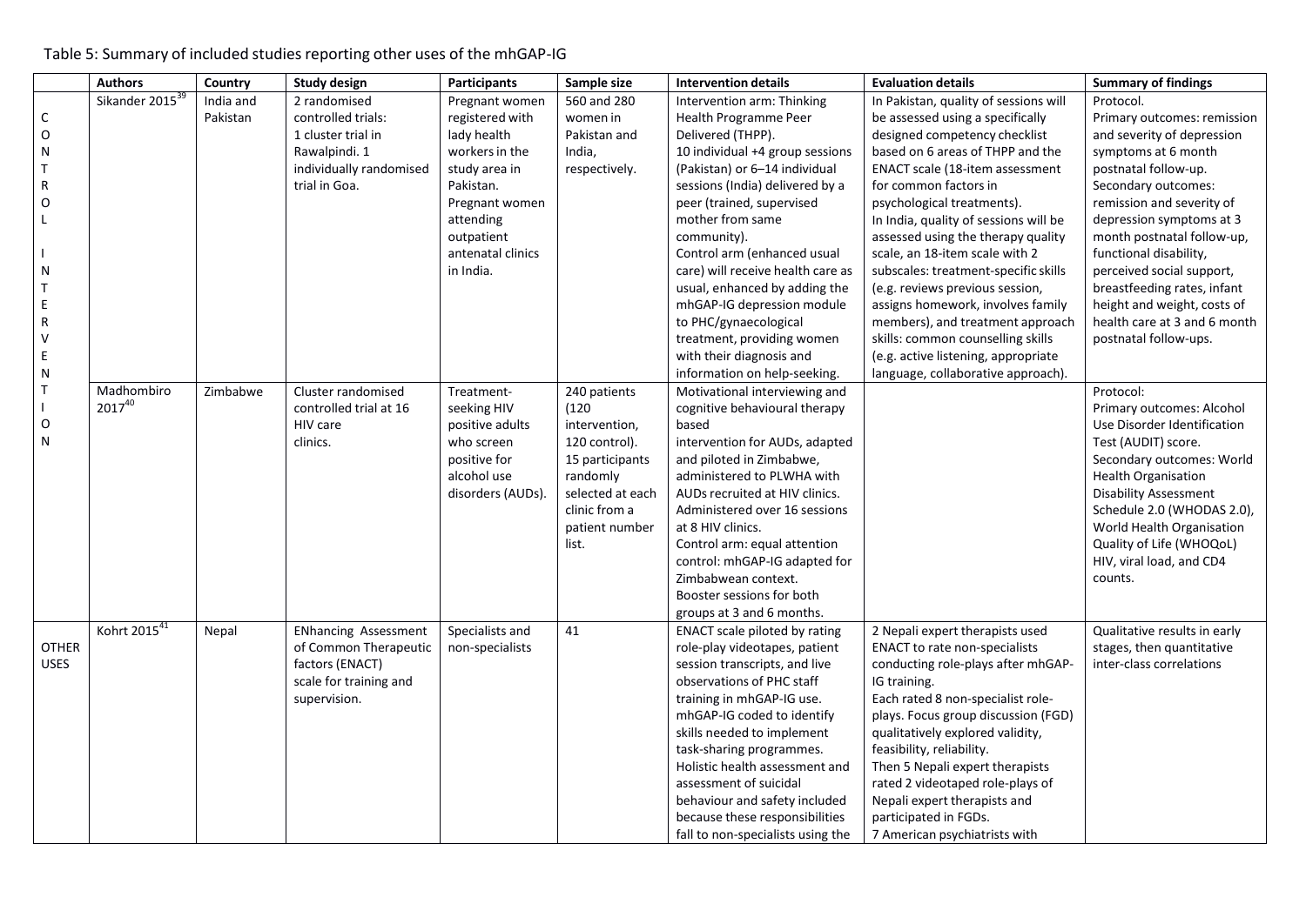Table 5: Summary of included studies reporting other uses of the mhGAP-IG

| | Authors | Country | Study design | Participants | Sample size | Intervention details | Evaluation details | Summary of findings |
|---|---|---|---|---|---|---|---|---|
| CONTROL INTERVENTION | Sikander 2015[39] | India and Pakistan | 2 randomised controlled trials: 1 cluster trial in Rawalpindi. 1 individually randomised trial in Goa. | Pregnant women registered with lady health workers in the study area in Pakistan. Pregnant women attending outpatient antenatal clinics in India. | 560 and 280 women in Pakistan and India, respectively. | Intervention arm: Thinking Health Programme Peer Delivered (THPP). 10 individual +4 group sessions (Pakistan) or 6–14 individual sessions (India) delivered by a peer (trained, supervised mother from same community). Control arm (enhanced usual care) will receive health care as usual, enhanced by adding the mhGAP-IG depression module to PHC/gynaecological treatment, providing women with their diagnosis and information on help-seeking. | In Pakistan, quality of sessions will be assessed using a specifically designed competency checklist based on 6 areas of THPP and the ENACT scale (18-item assessment for common factors in psychological treatments). In India, quality of sessions will be assessed using the therapy quality scale, an 18-item scale with 2 subscales: treatment-specific skills (e.g. reviews previous session, assigns homework, involves family members), and treatment approach skills: common counselling skills (e.g. active listening, appropriate language, collaborative approach). | Protocol. Primary outcomes: remission and severity of depression symptoms at 6 month postnatal follow-up. Secondary outcomes: remission and severity of depression symptoms at 3 month postnatal follow-up, functional disability, perceived social support, breastfeeding rates, infant height and weight, costs of health care at 3 and 6 month postnatal follow-ups. |
| | Madhombiro 2017[40] | Zimbabwe | Cluster randomised controlled trial at 16 HIV care clinics. | Treatment-seeking HIV positive adults who screen positive for alcohol use disorders (AUDs). | 240 patients (120 intervention, 120 control). 15 participants randomly selected at each clinic from a patient number list. | Motivational interviewing and cognitive behavioural therapy based intervention for AUDs, adapted and piloted in Zimbabwe, administered to PLWHA with AUDs recruited at HIV clinics. Administered over 16 sessions at 8 HIV clinics. Control arm: equal attention control: mhGAP-IG adapted for Zimbabwean context. Booster sessions for both groups at 3 and 6 months. | | Protocol: Primary outcomes: Alcohol Use Disorder Identification Test (AUDIT) score. Secondary outcomes: World Health Organisation Disability Assessment Schedule 2.0 (WHODAS 2.0), World Health Organisation Quality of Life (WHOQoL) HIV, viral load, and CD4 counts. |
| OTHER USES | Kohrt 2015[41] | Nepal | ENhancing Assessment of Common Therapeutic factors (ENACT) scale for training and supervision. | Specialists and non-specialists | 41 | ENACT scale piloted by rating role-play videotapes, patient session transcripts, and live observations of PHC staff training in mhGAP-IG use. mhGAP-IG coded to identify skills needed to implement task-sharing programmes. Holistic health assessment and assessment of suicidal behaviour and safety included because these responsibilities fall to non-specialists using the | 2 Nepali expert therapists used ENACT to rate non-specialists conducting role-plays after mhGAP-IG training. Each rated 8 non-specialist role-plays. Focus group discussion (FGD) qualitatively explored validity, feasibility, reliability. Then 5 Nepali expert therapists rated 2 videotaped role-plays of Nepali expert therapists and participated in FGDs. 7 American psychiatrists with | Qualitative results in early stages, then quantitative inter-class correlations |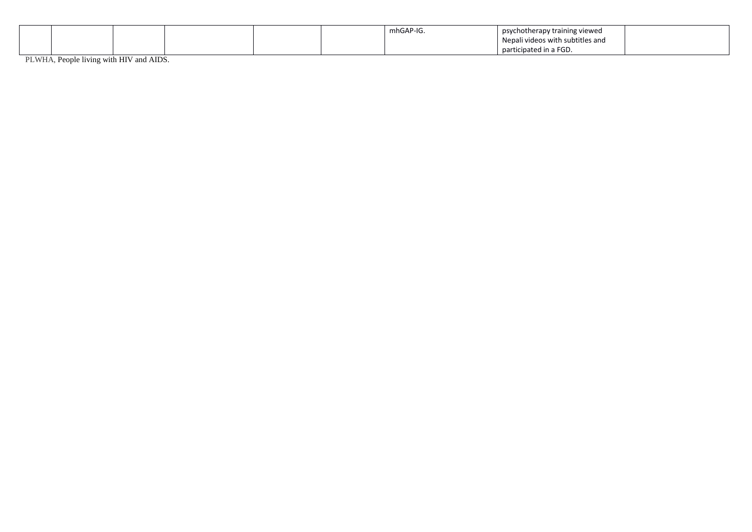| | | | | | | | | |
|---|---|---|---|---|---|---|---|---|
| | | | | | | mhGAP-IG. | psychotherapy training viewed Nepali videos with subtitles and participated in a FGD. | |

PLWHA, People living with HIV and AIDS.